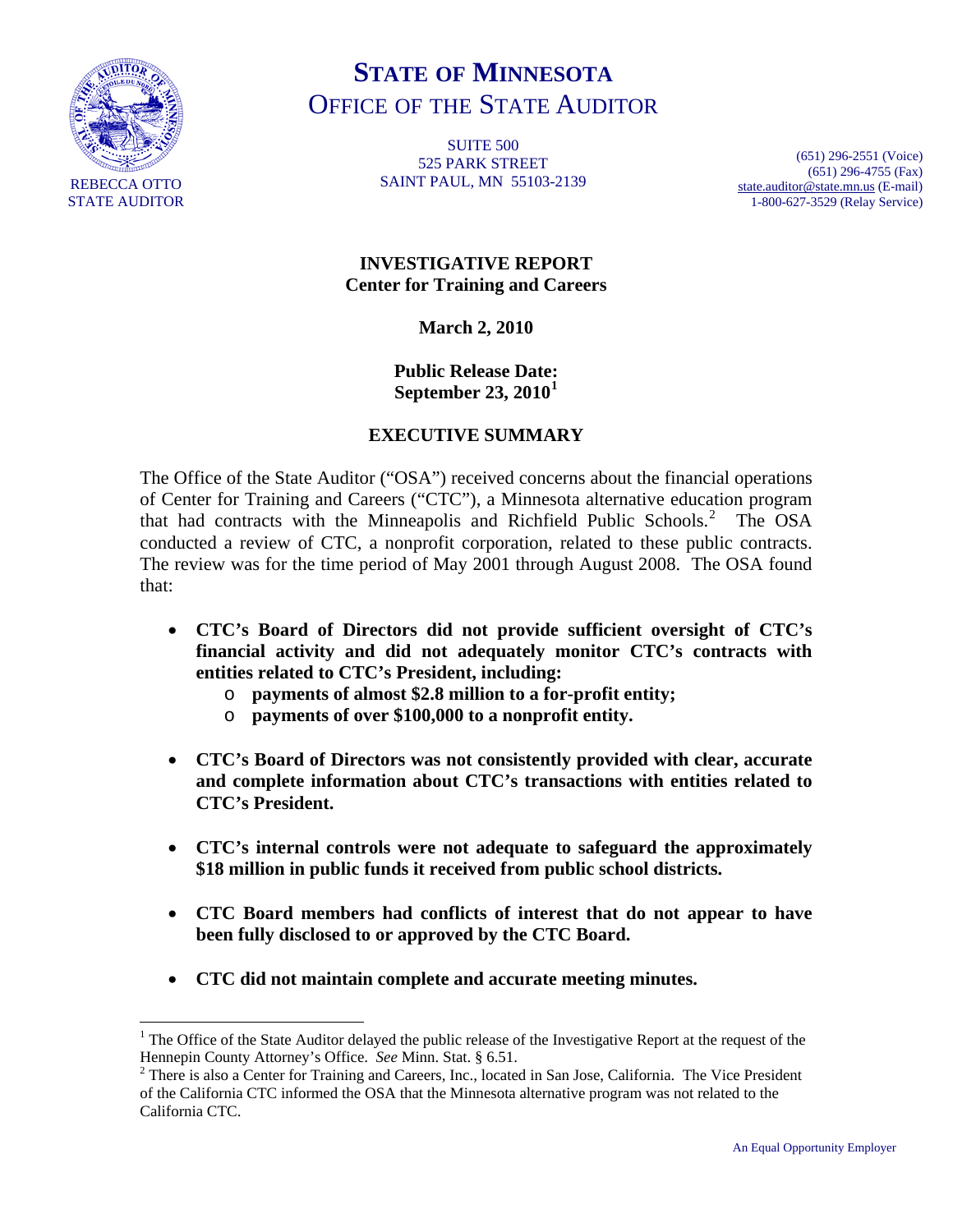# STATE OF MINNESOTA
## OFFICE OF THE STATE AUDITOR

REBECCA OTTO
STATE AUDITOR

SUITE 500
525 PARK STREET
SAINT PAUL, MN 55103-2139

(651) 296-2551 (Voice)
(651) 296-4755 (Fax)
state.auditor@state.mn.us (E-mail)
1-800-627-3529 (Relay Service)

**INVESTIGATIVE REPORT**
**Center for Training and Careers**

**March 2, 2010**

**Public Release Date:**
**September 23, 2010[1]**

**EXECUTIVE SUMMARY**

The Office of the State Auditor ("OSA") received concerns about the financial operations of Center for Training and Careers ("CTC"), a Minnesota alternative education program that had contracts with the Minneapolis and Richfield Public Schools.[2] The OSA conducted a review of CTC, a nonprofit corporation, related to these public contracts. The review was for the time period of May 2001 through August 2008. The OSA found that:

- **CTC's Board of Directors did not provide sufficient oversight of CTC's financial activity and did not adequately monitor CTC's contracts with entities related to CTC's President, including:**
  - **payments of almost $2.8 million to a for-profit entity;**
  - **payments of over $100,000 to a nonprofit entity.**
- **CTC's Board of Directors was not consistently provided with clear, accurate and complete information about CTC's transactions with entities related to CTC's President.**
- **CTC's internal controls were not adequate to safeguard the approximately $18 million in public funds it received from public school districts.**
- **CTC Board members had conflicts of interest that do not appear to have been fully disclosed to or approved by the CTC Board.**
- **CTC did not maintain complete and accurate meeting minutes.**

---

[1] The Office of the State Auditor delayed the public release of the Investigative Report at the request of the Hennepin County Attorney's Office. *See* Minn. Stat. § 6.51.

[2] There is also a Center for Training and Careers, Inc., located in San Jose, California. The Vice President of the California CTC informed the OSA that the Minnesota alternative program was not related to the California CTC.

An Equal Opportunity Employer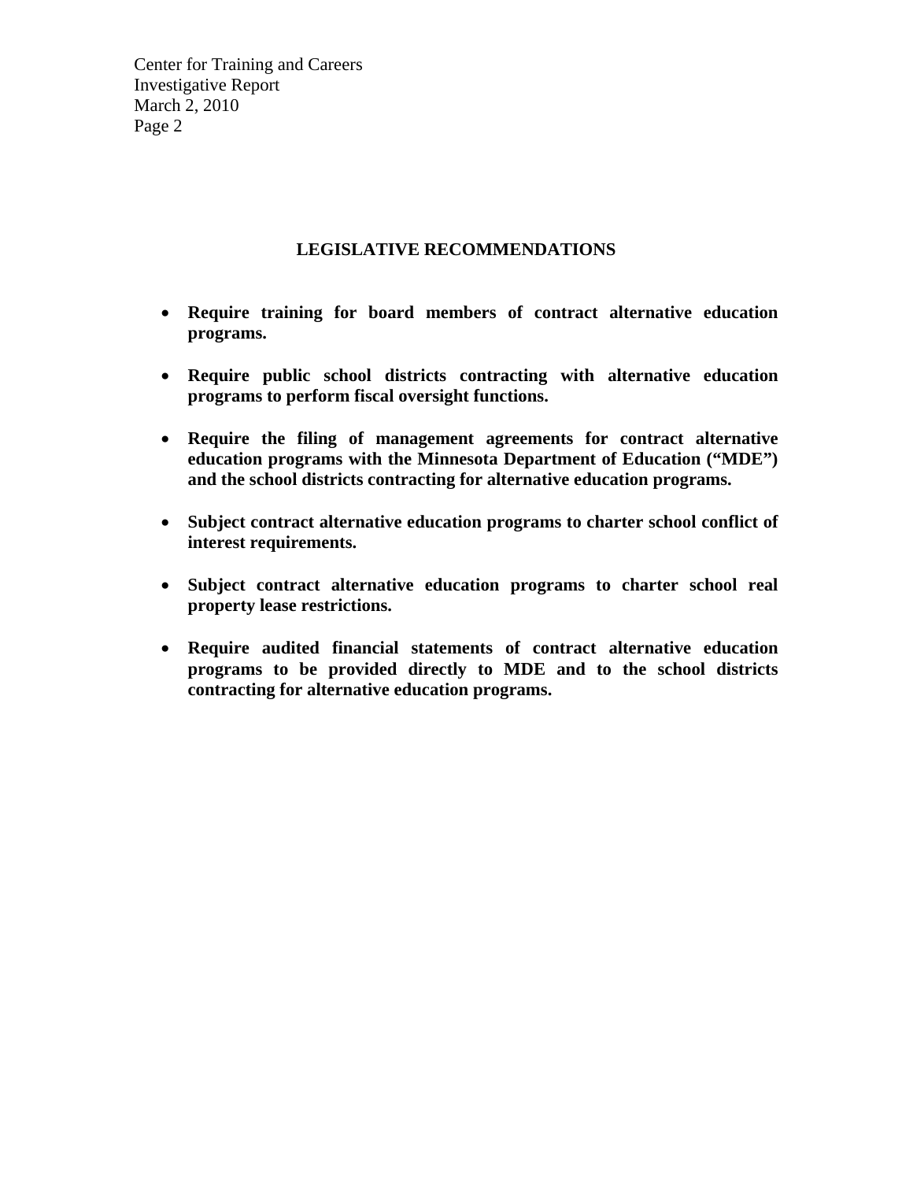## LEGISLATIVE RECOMMENDATIONS

- **Require training for board members of contract alternative education programs.**

- **Require public school districts contracting with alternative education programs to perform fiscal oversight functions.**

- **Require the filing of management agreements for contract alternative education programs with the Minnesota Department of Education ("MDE") and the school districts contracting for alternative education programs.**

- **Subject contract alternative education programs to charter school conflict of interest requirements.**

- **Subject contract alternative education programs to charter school real property lease restrictions.**

- **Require audited financial statements of contract alternative education programs to be provided directly to MDE and to the school districts contracting for alternative education programs.**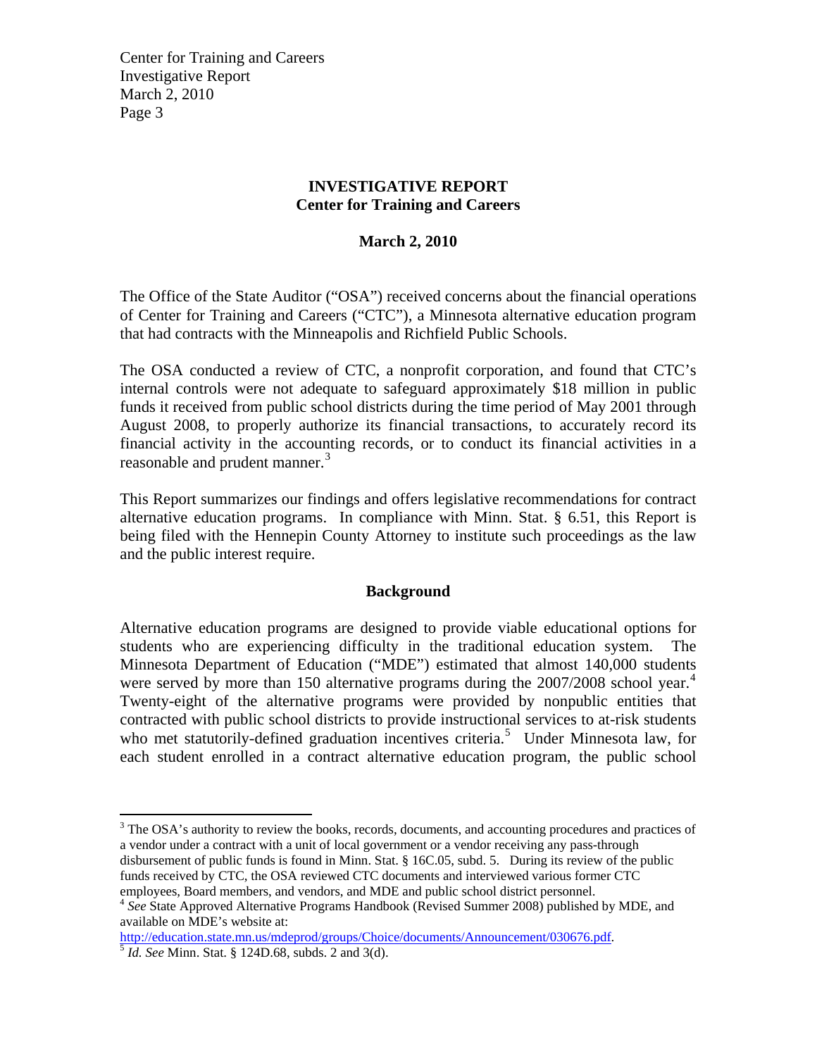**INVESTIGATIVE REPORT**
**Center for Training and Careers**

**March 2, 2010**

The Office of the State Auditor ("OSA") received concerns about the financial operations of Center for Training and Careers ("CTC"), a Minnesota alternative education program that had contracts with the Minneapolis and Richfield Public Schools.

The OSA conducted a review of CTC, a nonprofit corporation, and found that CTC's internal controls were not adequate to safeguard approximately \$18 million in public funds it received from public school districts during the time period of May 2001 through August 2008, to properly authorize its financial transactions, to accurately record its financial activity in the accounting records, or to conduct its financial activities in a reasonable and prudent manner.[3]

This Report summarizes our findings and offers legislative recommendations for contract alternative education programs. In compliance with Minn. Stat. § 6.51, this Report is being filed with the Hennepin County Attorney to institute such proceedings as the law and the public interest require.

## Background

Alternative education programs are designed to provide viable educational options for students who are experiencing difficulty in the traditional education system. The Minnesota Department of Education ("MDE") estimated that almost 140,000 students were served by more than 150 alternative programs during the 2007/2008 school year.[4] Twenty-eight of the alternative programs were provided by nonpublic entities that contracted with public school districts to provide instructional services to at-risk students who met statutorily-defined graduation incentives criteria.[5] Under Minnesota law, for each student enrolled in a contract alternative education program, the public school

---

[3] The OSA's authority to review the books, records, documents, and accounting procedures and practices of a vendor under a contract with a unit of local government or a vendor receiving any pass-through disbursement of public funds is found in Minn. Stat. § 16C.05, subd. 5. During its review of the public funds received by CTC, the OSA reviewed CTC documents and interviewed various former CTC employees, Board members, and vendors, and MDE and public school district personnel.

[4] *See* State Approved Alternative Programs Handbook (Revised Summer 2008) published by MDE, and available on MDE's website at: http://education.state.mn.us/mdeprod/groups/Choice/documents/Announcement/030676.pdf.

[5] *Id. See* Minn. Stat. § 124D.68, subds. 2 and 3(d).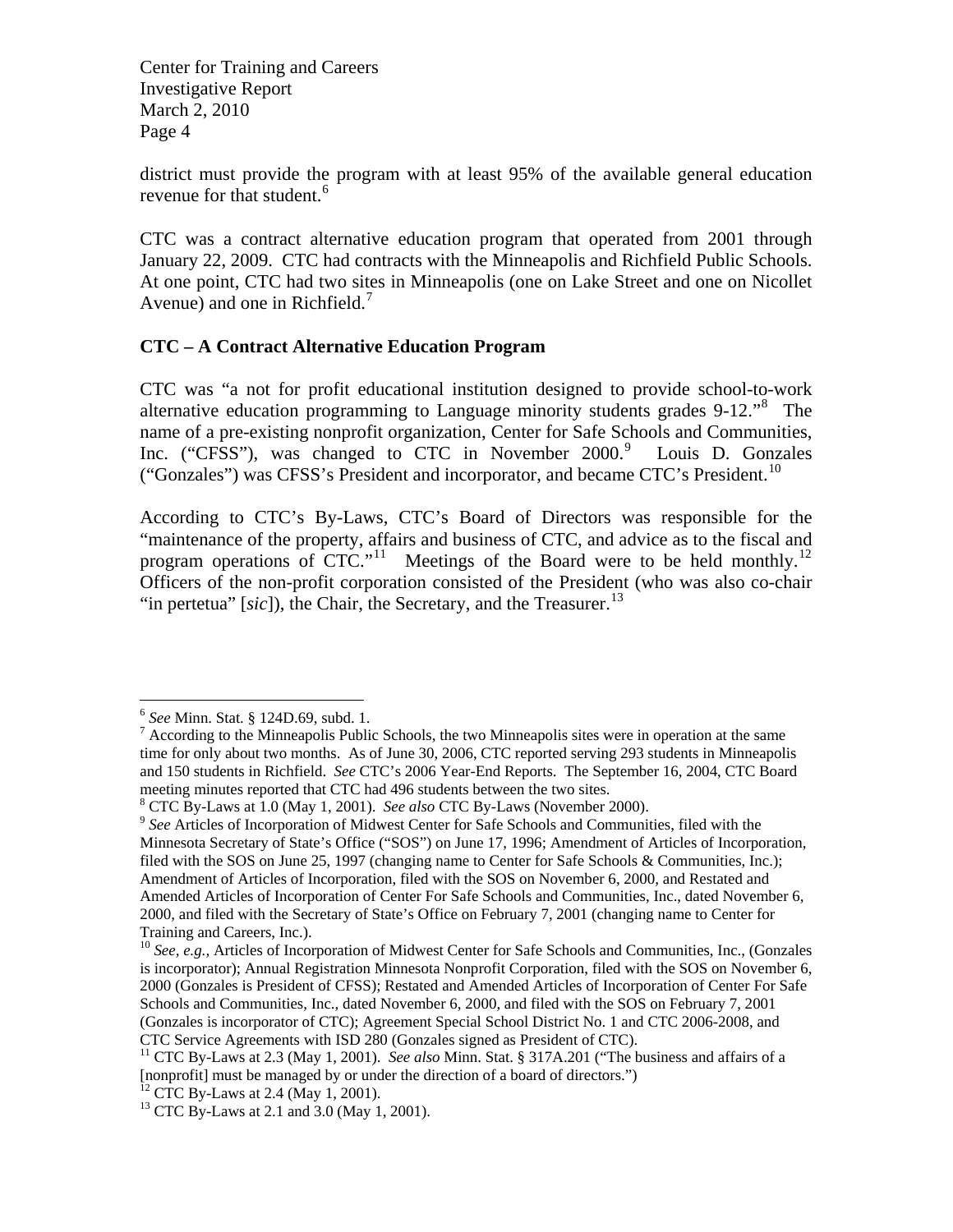district must provide the program with at least 95% of the available general education revenue for that student.[6]

CTC was a contract alternative education program that operated from 2001 through January 22, 2009. CTC had contracts with the Minneapolis and Richfield Public Schools. At one point, CTC had two sites in Minneapolis (one on Lake Street and one on Nicollet Avenue) and one in Richfield.[7]

### CTC – A Contract Alternative Education Program

CTC was "a not for profit educational institution designed to provide school-to-work alternative education programming to Language minority students grades 9-12."[8] The name of a pre-existing nonprofit organization, Center for Safe Schools and Communities, Inc. ("CFSS"), was changed to CTC in November 2000.[9] Louis D. Gonzales ("Gonzales") was CFSS's President and incorporator, and became CTC's President.[10]

According to CTC's By-Laws, CTC's Board of Directors was responsible for the "maintenance of the property, affairs and business of CTC, and advice as to the fiscal and program operations of CTC."[11] Meetings of the Board were to be held monthly.[12] Officers of the non-profit corporation consisted of the President (who was also co-chair "in pertetua" [*sic*]), the Chair, the Secretary, and the Treasurer.[13]

---

[6] *See* Minn. Stat. § 124D.69, subd. 1.

[7] According to the Minneapolis Public Schools, the two Minneapolis sites were in operation at the same time for only about two months. As of June 30, 2006, CTC reported serving 293 students in Minneapolis and 150 students in Richfield. *See* CTC's 2006 Year-End Reports. The September 16, 2004, CTC Board meeting minutes reported that CTC had 496 students between the two sites.

[8] CTC By-Laws at 1.0 (May 1, 2001). *See also* CTC By-Laws (November 2000).

[9] *See* Articles of Incorporation of Midwest Center for Safe Schools and Communities, filed with the Minnesota Secretary of State's Office ("SOS") on June 17, 1996; Amendment of Articles of Incorporation, filed with the SOS on June 25, 1997 (changing name to Center for Safe Schools & Communities, Inc.); Amendment of Articles of Incorporation, filed with the SOS on November 6, 2000, and Restated and Amended Articles of Incorporation of Center For Safe Schools and Communities, Inc., dated November 6, 2000, and filed with the Secretary of State's Office on February 7, 2001 (changing name to Center for Training and Careers, Inc.).

[10] *See, e.g.*, Articles of Incorporation of Midwest Center for Safe Schools and Communities, Inc., (Gonzales is incorporator); Annual Registration Minnesota Nonprofit Corporation, filed with the SOS on November 6, 2000 (Gonzales is President of CFSS); Restated and Amended Articles of Incorporation of Center For Safe Schools and Communities, Inc., dated November 6, 2000, and filed with the SOS on February 7, 2001 (Gonzales is incorporator of CTC); Agreement Special School District No. 1 and CTC 2006-2008, and CTC Service Agreements with ISD 280 (Gonzales signed as President of CTC).

[11] CTC By-Laws at 2.3 (May 1, 2001). *See also* Minn. Stat. § 317A.201 ("The business and affairs of a [nonprofit] must be managed by or under the direction of a board of directors.")

[12] CTC By-Laws at 2.4 (May 1, 2001).

[13] CTC By-Laws at 2.1 and 3.0 (May 1, 2001).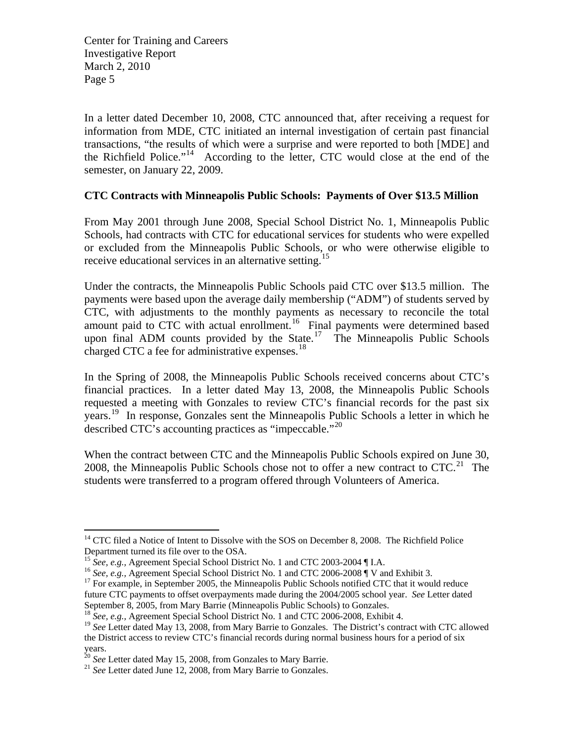In a letter dated December 10, 2008, CTC announced that, after receiving a request for information from MDE, CTC initiated an internal investigation of certain past financial transactions, "the results of which were a surprise and were reported to both [MDE] and the Richfield Police."[14] According to the letter, CTC would close at the end of the semester, on January 22, 2009.

**CTC Contracts with Minneapolis Public Schools: Payments of Over $13.5 Million**

From May 2001 through June 2008, Special School District No. 1, Minneapolis Public Schools, had contracts with CTC for educational services for students who were expelled or excluded from the Minneapolis Public Schools, or who were otherwise eligible to receive educational services in an alternative setting.[15]

Under the contracts, the Minneapolis Public Schools paid CTC over $13.5 million. The payments were based upon the average daily membership ("ADM") of students served by CTC, with adjustments to the monthly payments as necessary to reconcile the total amount paid to CTC with actual enrollment.[16] Final payments were determined based upon final ADM counts provided by the State.[17] The Minneapolis Public Schools charged CTC a fee for administrative expenses.[18]

In the Spring of 2008, the Minneapolis Public Schools received concerns about CTC's financial practices. In a letter dated May 13, 2008, the Minneapolis Public Schools requested a meeting with Gonzales to review CTC's financial records for the past six years.[19] In response, Gonzales sent the Minneapolis Public Schools a letter in which he described CTC's accounting practices as "impeccable."[20]

When the contract between CTC and the Minneapolis Public Schools expired on June 30, 2008, the Minneapolis Public Schools chose not to offer a new contract to CTC.[21] The students were transferred to a program offered through Volunteers of America.

---

[14] CTC filed a Notice of Intent to Dissolve with the SOS on December 8, 2008. The Richfield Police Department turned its file over to the OSA.

[15] *See, e.g.,* Agreement Special School District No. 1 and CTC 2003-2004 ¶ I.A.

[16] *See, e.g.,* Agreement Special School District No. 1 and CTC 2006-2008 ¶ V and Exhibit 3.

[17] For example, in September 2005, the Minneapolis Public Schools notified CTC that it would reduce future CTC payments to offset overpayments made during the 2004/2005 school year. *See* Letter dated September 8, 2005, from Mary Barrie (Minneapolis Public Schools) to Gonzales.

[18] *See, e.g.,* Agreement Special School District No. 1 and CTC 2006-2008, Exhibit 4.

[19] *See* Letter dated May 13, 2008, from Mary Barrie to Gonzales. The District's contract with CTC allowed the District access to review CTC's financial records during normal business hours for a period of six years.

[20] *See* Letter dated May 15, 2008, from Gonzales to Mary Barrie.

[21] *See* Letter dated June 12, 2008, from Mary Barrie to Gonzales.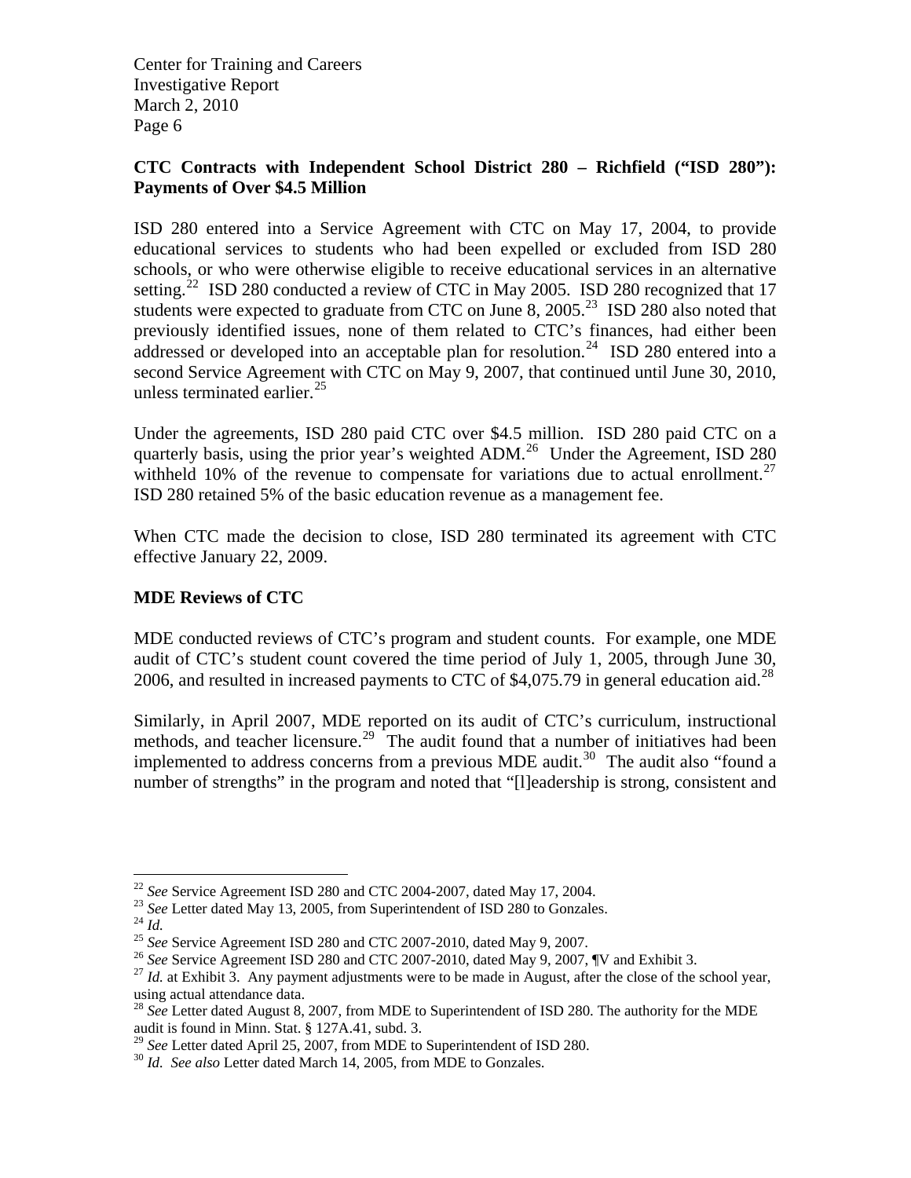**CTC Contracts with Independent School District 280 – Richfield ("ISD 280"): Payments of Over $4.5 Million**

ISD 280 entered into a Service Agreement with CTC on May 17, 2004, to provide educational services to students who had been expelled or excluded from ISD 280 schools, or who were otherwise eligible to receive educational services in an alternative setting.[22] ISD 280 conducted a review of CTC in May 2005. ISD 280 recognized that 17 students were expected to graduate from CTC on June 8, 2005.[23] ISD 280 also noted that previously identified issues, none of them related to CTC's finances, had either been addressed or developed into an acceptable plan for resolution.[24] ISD 280 entered into a second Service Agreement with CTC on May 9, 2007, that continued until June 30, 2010, unless terminated earlier.[25]

Under the agreements, ISD 280 paid CTC over $4.5 million. ISD 280 paid CTC on a quarterly basis, using the prior year's weighted ADM.[26] Under the Agreement, ISD 280 withheld 10% of the revenue to compensate for variations due to actual enrollment.[27] ISD 280 retained 5% of the basic education revenue as a management fee.

When CTC made the decision to close, ISD 280 terminated its agreement with CTC effective January 22, 2009.

**MDE Reviews of CTC**

MDE conducted reviews of CTC's program and student counts. For example, one MDE audit of CTC's student count covered the time period of July 1, 2005, through June 30, 2006, and resulted in increased payments to CTC of $4,075.79 in general education aid.[28]

Similarly, in April 2007, MDE reported on its audit of CTC's curriculum, instructional methods, and teacher licensure.[29] The audit found that a number of initiatives had been implemented to address concerns from a previous MDE audit.[30] The audit also "found a number of strengths" in the program and noted that "[l]eadership is strong, consistent and

---

[22] *See* Service Agreement ISD 280 and CTC 2004-2007, dated May 17, 2004.

[23] *See* Letter dated May 13, 2005, from Superintendent of ISD 280 to Gonzales.

[24] *Id.*

[25] *See* Service Agreement ISD 280 and CTC 2007-2010, dated May 9, 2007.

[26] *See* Service Agreement ISD 280 and CTC 2007-2010, dated May 9, 2007, ¶V and Exhibit 3.

[27] *Id.* at Exhibit 3. Any payment adjustments were to be made in August, after the close of the school year, using actual attendance data.

[28] *See* Letter dated August 8, 2007, from MDE to Superintendent of ISD 280. The authority for the MDE audit is found in Minn. Stat. § 127A.41, subd. 3.

[29] *See* Letter dated April 25, 2007, from MDE to Superintendent of ISD 280.

[30] *Id*. *See also* Letter dated March 14, 2005, from MDE to Gonzales.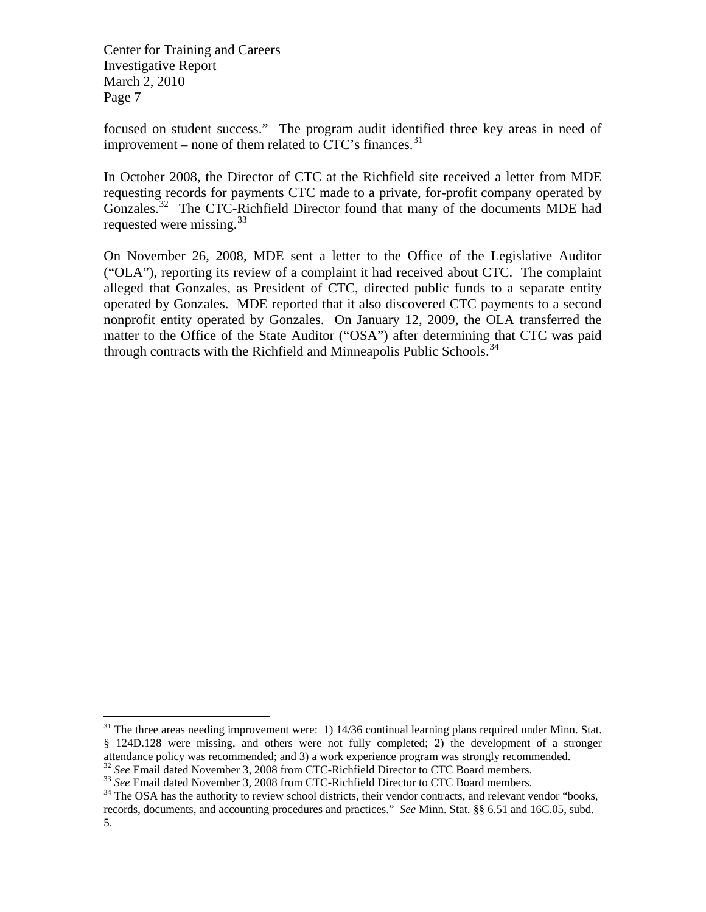focused on student success." The program audit identified three key areas in need of improvement – none of them related to CTC's finances.[31]

In October 2008, the Director of CTC at the Richfield site received a letter from MDE requesting records for payments CTC made to a private, for-profit company operated by Gonzales.[32] The CTC-Richfield Director found that many of the documents MDE had requested were missing.[33]

On November 26, 2008, MDE sent a letter to the Office of the Legislative Auditor ("OLA"), reporting its review of a complaint it had received about CTC. The complaint alleged that Gonzales, as President of CTC, directed public funds to a separate entity operated by Gonzales. MDE reported that it also discovered CTC payments to a second nonprofit entity operated by Gonzales. On January 12, 2009, the OLA transferred the matter to the Office of the State Auditor ("OSA") after determining that CTC was paid through contracts with the Richfield and Minneapolis Public Schools.[34]

---

[31] The three areas needing improvement were: 1) 14/36 continual learning plans required under Minn. Stat. § 124D.128 were missing, and others were not fully completed; 2) the development of a stronger attendance policy was recommended; and 3) a work experience program was strongly recommended.

[32] *See* Email dated November 3, 2008 from CTC-Richfield Director to CTC Board members.

[33] *See* Email dated November 3, 2008 from CTC-Richfield Director to CTC Board members.

[34] The OSA has the authority to review school districts, their vendor contracts, and relevant vendor "books, records, documents, and accounting procedures and practices." *See* Minn. Stat. §§ 6.51 and 16C.05, subd. 5.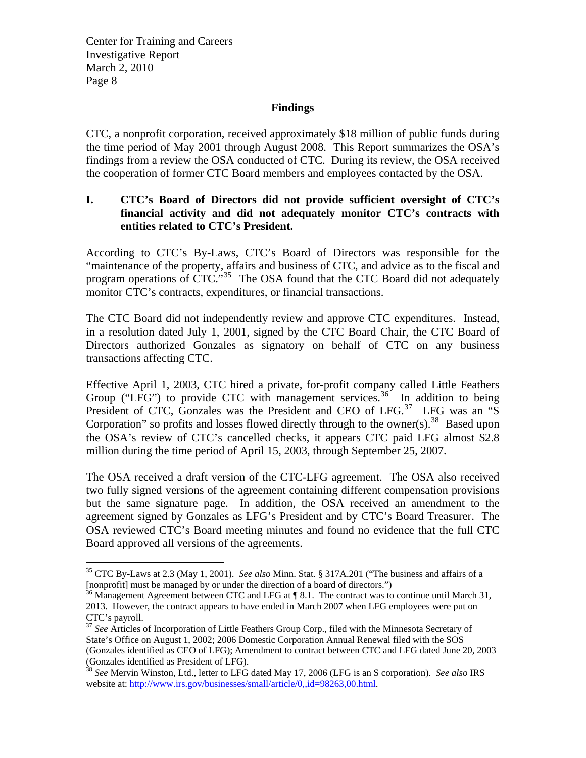## Findings

CTC, a nonprofit corporation, received approximately $18 million of public funds during the time period of May 2001 through August 2008. This Report summarizes the OSA's findings from a review the OSA conducted of CTC. During its review, the OSA received the cooperation of former CTC Board members and employees contacted by the OSA.

### I. CTC's Board of Directors did not provide sufficient oversight of CTC's financial activity and did not adequately monitor CTC's contracts with entities related to CTC's President.

According to CTC's By-Laws, CTC's Board of Directors was responsible for the "maintenance of the property, affairs and business of CTC, and advice as to the fiscal and program operations of CTC."[35] The OSA found that the CTC Board did not adequately monitor CTC's contracts, expenditures, or financial transactions.

The CTC Board did not independently review and approve CTC expenditures. Instead, in a resolution dated July 1, 2001, signed by the CTC Board Chair, the CTC Board of Directors authorized Gonzales as signatory on behalf of CTC on any business transactions affecting CTC.

Effective April 1, 2003, CTC hired a private, for-profit company called Little Feathers Group ("LFG") to provide CTC with management services.[36] In addition to being President of CTC, Gonzales was the President and CEO of LFG.[37] LFG was an "S Corporation" so profits and losses flowed directly through to the owner(s).[38] Based upon the OSA's review of CTC's cancelled checks, it appears CTC paid LFG almost $2.8 million during the time period of April 15, 2003, through September 25, 2007.

The OSA received a draft version of the CTC-LFG agreement. The OSA also received two fully signed versions of the agreement containing different compensation provisions but the same signature page. In addition, the OSA received an amendment to the agreement signed by Gonzales as LFG's President and by CTC's Board Treasurer. The OSA reviewed CTC's Board meeting minutes and found no evidence that the full CTC Board approved all versions of the agreements.

---

[35] CTC By-Laws at 2.3 (May 1, 2001). *See also* Minn. Stat. § 317A.201 ("The business and affairs of a [nonprofit] must be managed by or under the direction of a board of directors.")

[36] Management Agreement between CTC and LFG at ¶ 8.1. The contract was to continue until March 31, 2013. However, the contract appears to have ended in March 2007 when LFG employees were put on CTC's payroll.

[37] *See* Articles of Incorporation of Little Feathers Group Corp., filed with the Minnesota Secretary of State's Office on August 1, 2002; 2006 Domestic Corporation Annual Renewal filed with the SOS (Gonzales identified as CEO of LFG); Amendment to contract between CTC and LFG dated June 20, 2003 (Gonzales identified as President of LFG).

[38] *See* Mervin Winston, Ltd., letter to LFG dated May 17, 2006 (LFG is an S corporation). *See also* IRS website at: http://www.irs.gov/businesses/small/article/0,,id=98263,00.html.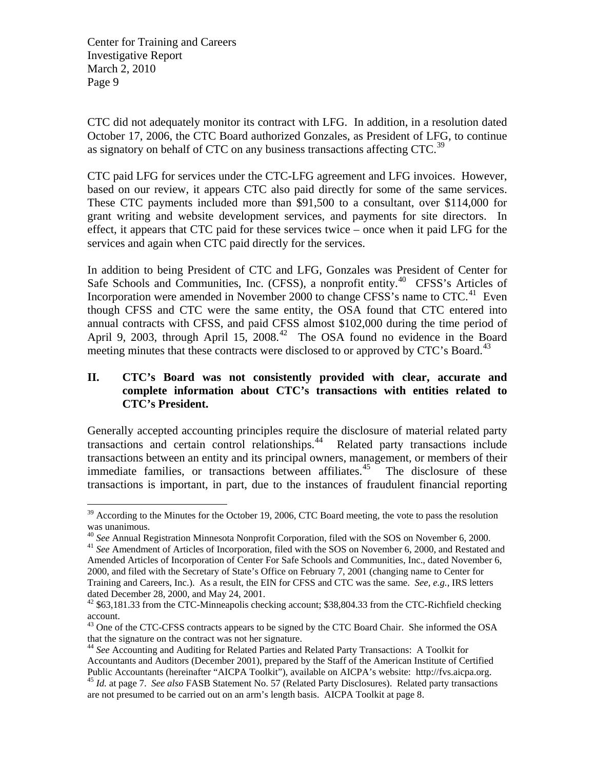CTC did not adequately monitor its contract with LFG. In addition, in a resolution dated October 17, 2006, the CTC Board authorized Gonzales, as President of LFG, to continue as signatory on behalf of CTC on any business transactions affecting CTC.[39]

CTC paid LFG for services under the CTC-LFG agreement and LFG invoices. However, based on our review, it appears CTC also paid directly for some of the same services. These CTC payments included more than $91,500 to a consultant, over $114,000 for grant writing and website development services, and payments for site directors. In effect, it appears that CTC paid for these services twice – once when it paid LFG for the services and again when CTC paid directly for the services.

In addition to being President of CTC and LFG, Gonzales was President of Center for Safe Schools and Communities, Inc. (CFSS), a nonprofit entity.[40] CFSS's Articles of Incorporation were amended in November 2000 to change CFSS's name to CTC.[41] Even though CFSS and CTC were the same entity, the OSA found that CTC entered into annual contracts with CFSS, and paid CFSS almost $102,000 during the time period of April 9, 2003, through April 15, 2008.[42] The OSA found no evidence in the Board meeting minutes that these contracts were disclosed to or approved by CTC's Board.[43]

## II. CTC's Board was not consistently provided with clear, accurate and complete information about CTC's transactions with entities related to CTC's President.

Generally accepted accounting principles require the disclosure of material related party transactions and certain control relationships.[44] Related party transactions include transactions between an entity and its principal owners, management, or members of their immediate families, or transactions between affiliates.[45] The disclosure of these transactions is important, in part, due to the instances of fraudulent financial reporting

---

[39] According to the Minutes for the October 19, 2006, CTC Board meeting, the vote to pass the resolution was unanimous.

[40] *See* Annual Registration Minnesota Nonprofit Corporation, filed with the SOS on November 6, 2000.

[41] *See* Amendment of Articles of Incorporation, filed with the SOS on November 6, 2000, and Restated and Amended Articles of Incorporation of Center For Safe Schools and Communities, Inc., dated November 6, 2000, and filed with the Secretary of State's Office on February 7, 2001 (changing name to Center for Training and Careers, Inc.). As a result, the EIN for CFSS and CTC was the same. *See, e.g.,* IRS letters dated December 28, 2000, and May 24, 2001.

[42] $63,181.33 from the CTC-Minneapolis checking account; $38,804.33 from the CTC-Richfield checking account.

[43] One of the CTC-CFSS contracts appears to be signed by the CTC Board Chair. She informed the OSA that the signature on the contract was not her signature.

[44] *See* Accounting and Auditing for Related Parties and Related Party Transactions: A Toolkit for Accountants and Auditors (December 2001), prepared by the Staff of the American Institute of Certified Public Accountants (hereinafter "AICPA Toolkit"), available on AICPA's website: http://fvs.aicpa.org.

[45] *Id.* at page 7. *See also* FASB Statement No. 57 (Related Party Disclosures). Related party transactions are not presumed to be carried out on an arm's length basis. AICPA Toolkit at page 8.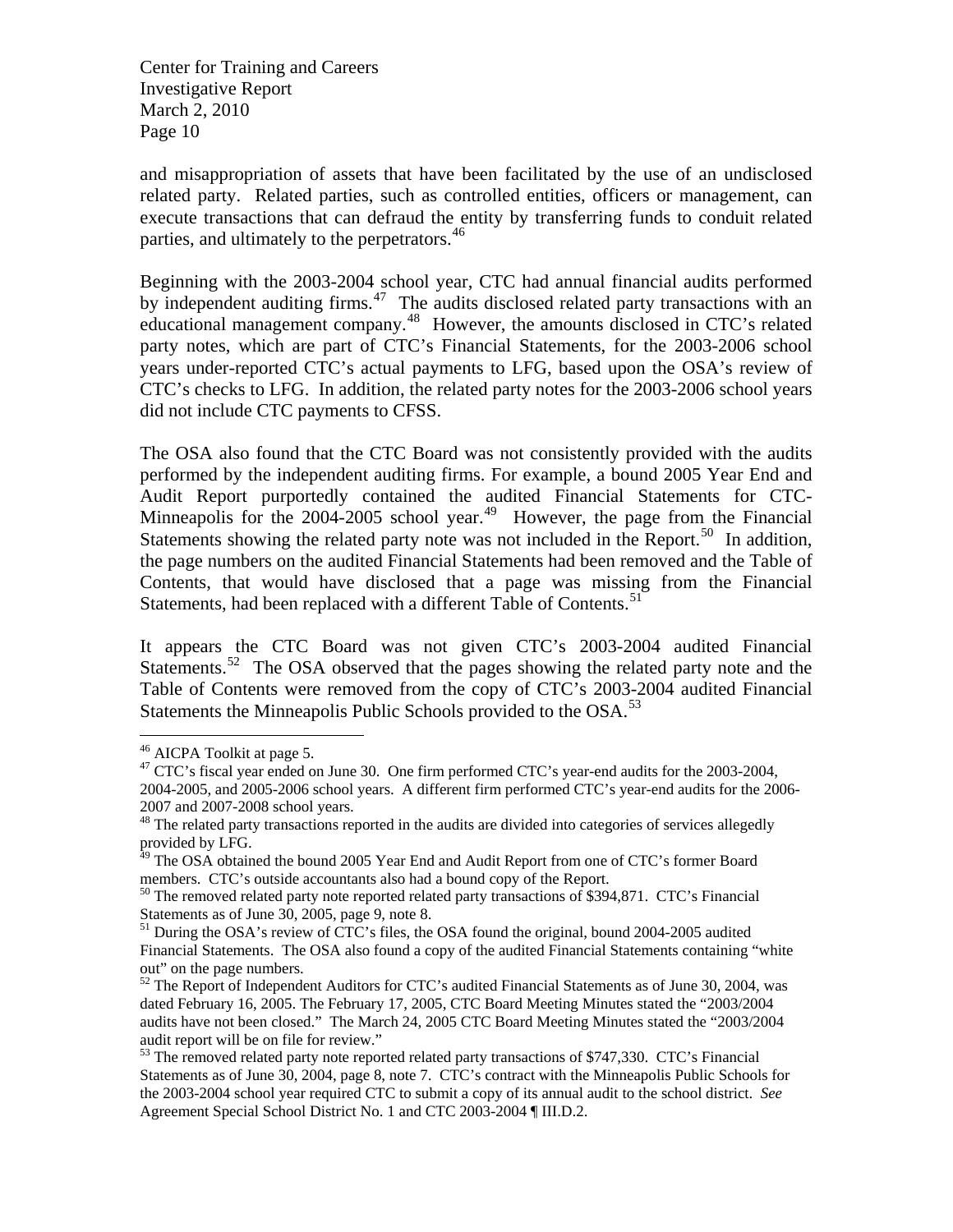and misappropriation of assets that have been facilitated by the use of an undisclosed related party. Related parties, such as controlled entities, officers or management, can execute transactions that can defraud the entity by transferring funds to conduit related parties, and ultimately to the perpetrators.[46]

Beginning with the 2003-2004 school year, CTC had annual financial audits performed by independent auditing firms.[47] The audits disclosed related party transactions with an educational management company.[48] However, the amounts disclosed in CTC's related party notes, which are part of CTC's Financial Statements, for the 2003-2006 school years under-reported CTC's actual payments to LFG, based upon the OSA's review of CTC's checks to LFG. In addition, the related party notes for the 2003-2006 school years did not include CTC payments to CFSS.

The OSA also found that the CTC Board was not consistently provided with the audits performed by the independent auditing firms. For example, a bound 2005 Year End and Audit Report purportedly contained the audited Financial Statements for CTC-Minneapolis for the 2004-2005 school year.[49] However, the page from the Financial Statements showing the related party note was not included in the Report.[50] In addition, the page numbers on the audited Financial Statements had been removed and the Table of Contents, that would have disclosed that a page was missing from the Financial Statements, had been replaced with a different Table of Contents.[51]

It appears the CTC Board was not given CTC's 2003-2004 audited Financial Statements.[52] The OSA observed that the pages showing the related party note and the Table of Contents were removed from the copy of CTC's 2003-2004 audited Financial Statements the Minneapolis Public Schools provided to the OSA.[53]

---

[46] AICPA Toolkit at page 5.

[47] CTC's fiscal year ended on June 30. One firm performed CTC's year-end audits for the 2003-2004, 2004-2005, and 2005-2006 school years. A different firm performed CTC's year-end audits for the 2006-2007 and 2007-2008 school years.

[48] The related party transactions reported in the audits are divided into categories of services allegedly provided by LFG.

[49] The OSA obtained the bound 2005 Year End and Audit Report from one of CTC's former Board members. CTC's outside accountants also had a bound copy of the Report.

[50] The removed related party note reported related party transactions of $394,871. CTC's Financial Statements as of June 30, 2005, page 9, note 8.

[51] During the OSA's review of CTC's files, the OSA found the original, bound 2004-2005 audited Financial Statements. The OSA also found a copy of the audited Financial Statements containing "white out" on the page numbers.

[52] The Report of Independent Auditors for CTC's audited Financial Statements as of June 30, 2004, was dated February 16, 2005. The February 17, 2005, CTC Board Meeting Minutes stated the "2003/2004 audits have not been closed." The March 24, 2005 CTC Board Meeting Minutes stated the "2003/2004 audit report will be on file for review."

[53] The removed related party note reported related party transactions of $747,330. CTC's Financial Statements as of June 30, 2004, page 8, note 7. CTC's contract with the Minneapolis Public Schools for the 2003-2004 school year required CTC to submit a copy of its annual audit to the school district. *See* Agreement Special School District No. 1 and CTC 2003-2004 ¶ III.D.2.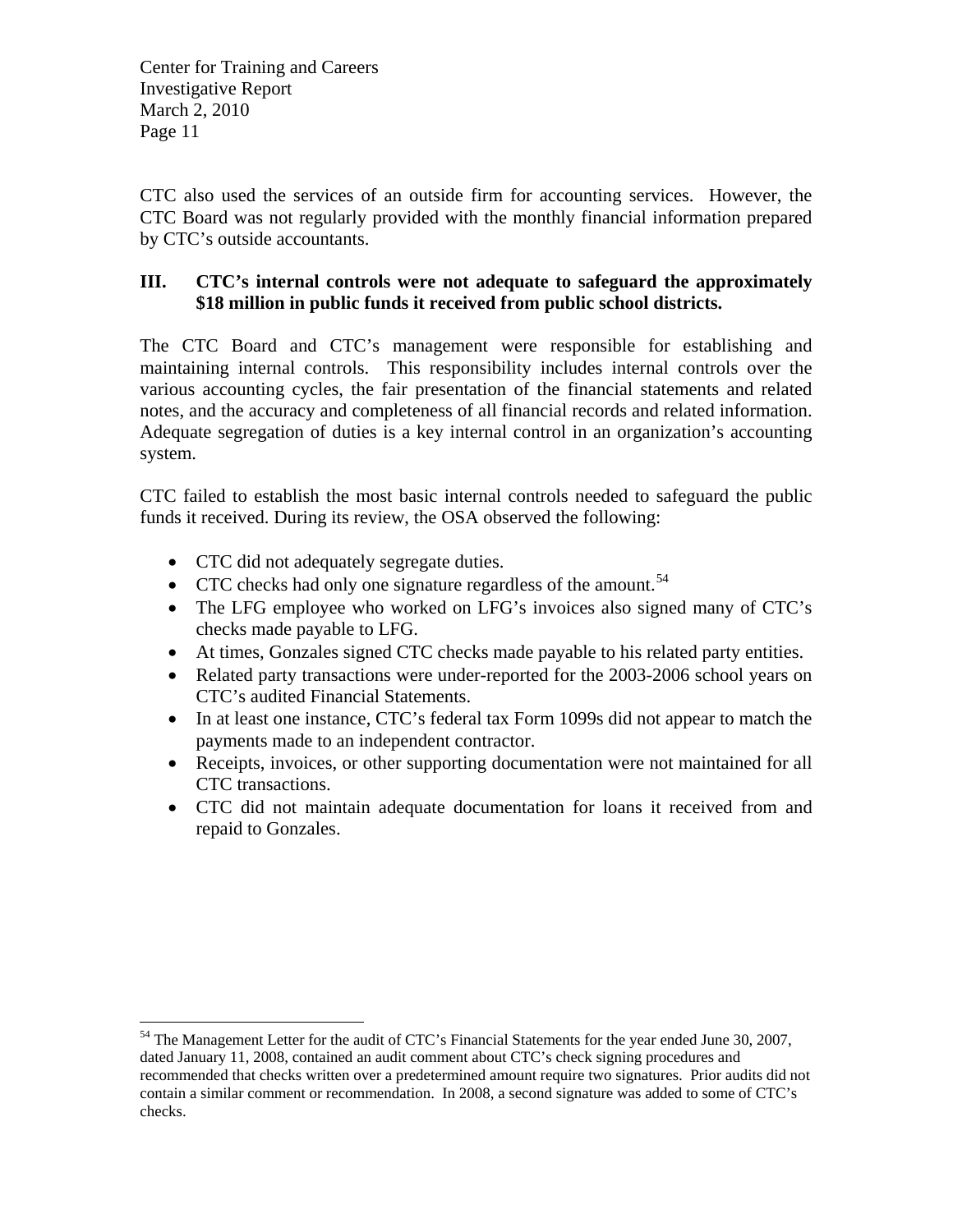CTC also used the services of an outside firm for accounting services. However, the CTC Board was not regularly provided with the monthly financial information prepared by CTC's outside accountants.

## III. CTC's internal controls were not adequate to safeguard the approximately $18 million in public funds it received from public school districts.

The CTC Board and CTC's management were responsible for establishing and maintaining internal controls. This responsibility includes internal controls over the various accounting cycles, the fair presentation of the financial statements and related notes, and the accuracy and completeness of all financial records and related information. Adequate segregation of duties is a key internal control in an organization's accounting system.

CTC failed to establish the most basic internal controls needed to safeguard the public funds it received. During its review, the OSA observed the following:

- CTC did not adequately segregate duties.
- CTC checks had only one signature regardless of the amount.[54]
- The LFG employee who worked on LFG's invoices also signed many of CTC's checks made payable to LFG.
- At times, Gonzales signed CTC checks made payable to his related party entities.
- Related party transactions were under-reported for the 2003-2006 school years on CTC's audited Financial Statements.
- In at least one instance, CTC's federal tax Form 1099s did not appear to match the payments made to an independent contractor.
- Receipts, invoices, or other supporting documentation were not maintained for all CTC transactions.
- CTC did not maintain adequate documentation for loans it received from and repaid to Gonzales.

---

[54] The Management Letter for the audit of CTC's Financial Statements for the year ended June 30, 2007, dated January 11, 2008, contained an audit comment about CTC's check signing procedures and recommended that checks written over a predetermined amount require two signatures. Prior audits did not contain a similar comment or recommendation. In 2008, a second signature was added to some of CTC's checks.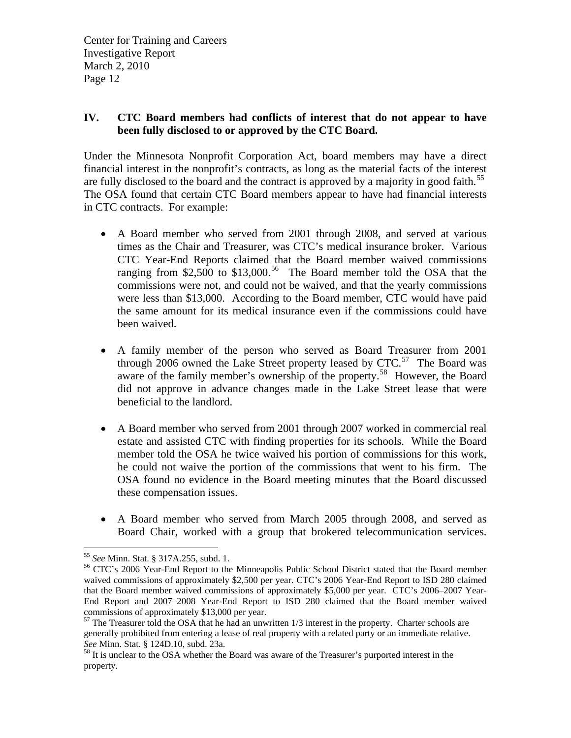## IV. CTC Board members had conflicts of interest that do not appear to have been fully disclosed to or approved by the CTC Board.

Under the Minnesota Nonprofit Corporation Act, board members may have a direct financial interest in the nonprofit's contracts, as long as the material facts of the interest are fully disclosed to the board and the contract is approved by a majority in good faith.[55] The OSA found that certain CTC Board members appear to have had financial interests in CTC contracts. For example:

- A Board member who served from 2001 through 2008, and served at various times as the Chair and Treasurer, was CTC's medical insurance broker. Various CTC Year-End Reports claimed that the Board member waived commissions ranging from $2,500 to $13,000.[56] The Board member told the OSA that the commissions were not, and could not be waived, and that the yearly commissions were less than $13,000. According to the Board member, CTC would have paid the same amount for its medical insurance even if the commissions could have been waived.

- A family member of the person who served as Board Treasurer from 2001 through 2006 owned the Lake Street property leased by CTC.[57] The Board was aware of the family member's ownership of the property.[58] However, the Board did not approve in advance changes made in the Lake Street lease that were beneficial to the landlord.

- A Board member who served from 2001 through 2007 worked in commercial real estate and assisted CTC with finding properties for its schools. While the Board member told the OSA he twice waived his portion of commissions for this work, he could not waive the portion of the commissions that went to his firm. The OSA found no evidence in the Board meeting minutes that the Board discussed these compensation issues.

- A Board member who served from March 2005 through 2008, and served as Board Chair, worked with a group that brokered telecommunication services.

---

[55] *See* Minn. Stat. § 317A.255, subd. 1.

[56] CTC's 2006 Year-End Report to the Minneapolis Public School District stated that the Board member waived commissions of approximately $2,500 per year. CTC's 2006 Year-End Report to ISD 280 claimed that the Board member waived commissions of approximately $5,000 per year. CTC's 2006–2007 Year-End Report and 2007–2008 Year-End Report to ISD 280 claimed that the Board member waived commissions of approximately $13,000 per year.

[57] The Treasurer told the OSA that he had an unwritten 1/3 interest in the property. Charter schools are generally prohibited from entering a lease of real property with a related party or an immediate relative. *See* Minn. Stat. § 124D.10, subd. 23a.

[58] It is unclear to the OSA whether the Board was aware of the Treasurer's purported interest in the property.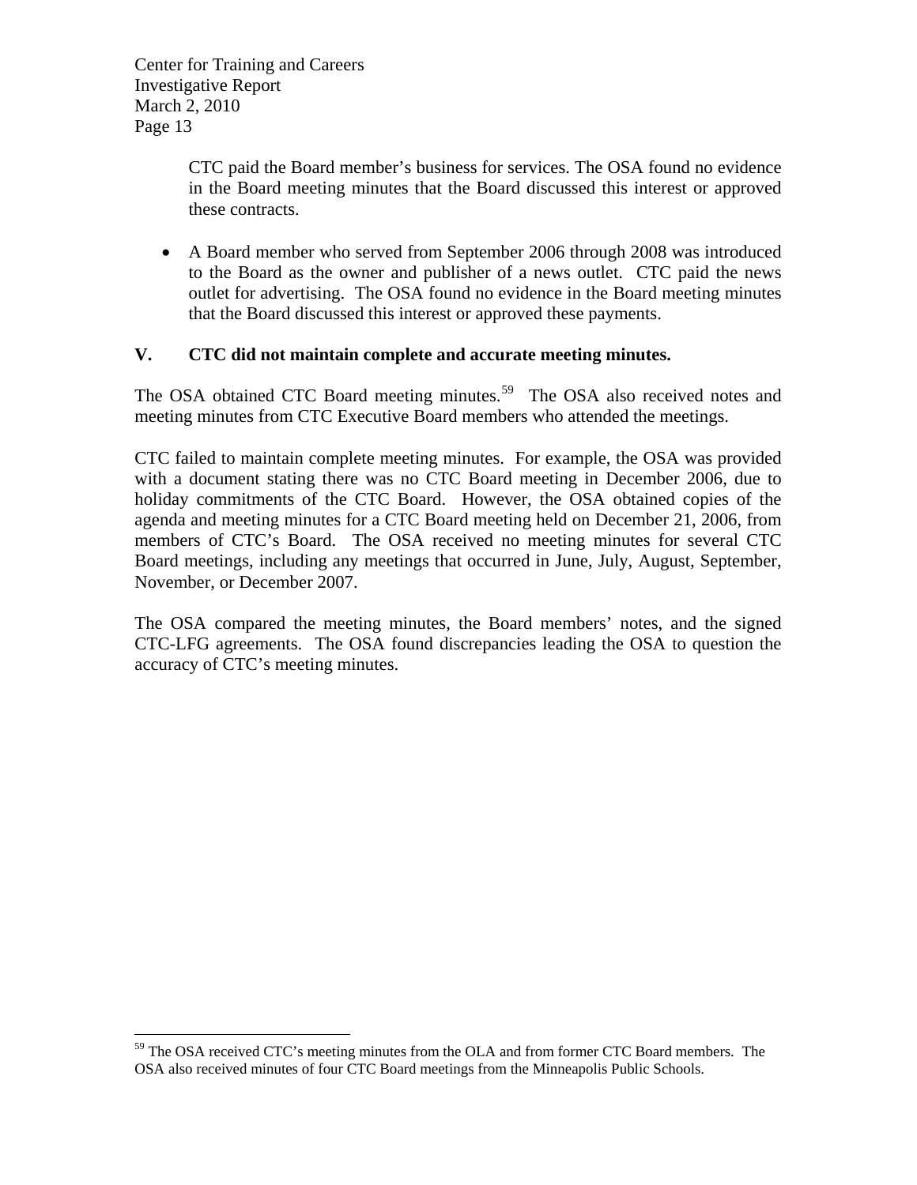CTC paid the Board member's business for services. The OSA found no evidence in the Board meeting minutes that the Board discussed this interest or approved these contracts.

- A Board member who served from September 2006 through 2008 was introduced to the Board as the owner and publisher of a news outlet. CTC paid the news outlet for advertising. The OSA found no evidence in the Board meeting minutes that the Board discussed this interest or approved these payments.

## V. CTC did not maintain complete and accurate meeting minutes.

The OSA obtained CTC Board meeting minutes.[59] The OSA also received notes and meeting minutes from CTC Executive Board members who attended the meetings.

CTC failed to maintain complete meeting minutes. For example, the OSA was provided with a document stating there was no CTC Board meeting in December 2006, due to holiday commitments of the CTC Board. However, the OSA obtained copies of the agenda and meeting minutes for a CTC Board meeting held on December 21, 2006, from members of CTC's Board. The OSA received no meeting minutes for several CTC Board meetings, including any meetings that occurred in June, July, August, September, November, or December 2007.

The OSA compared the meeting minutes, the Board members' notes, and the signed CTC-LFG agreements. The OSA found discrepancies leading the OSA to question the accuracy of CTC's meeting minutes.

---

[59] The OSA received CTC's meeting minutes from the OLA and from former CTC Board members. The OSA also received minutes of four CTC Board meetings from the Minneapolis Public Schools.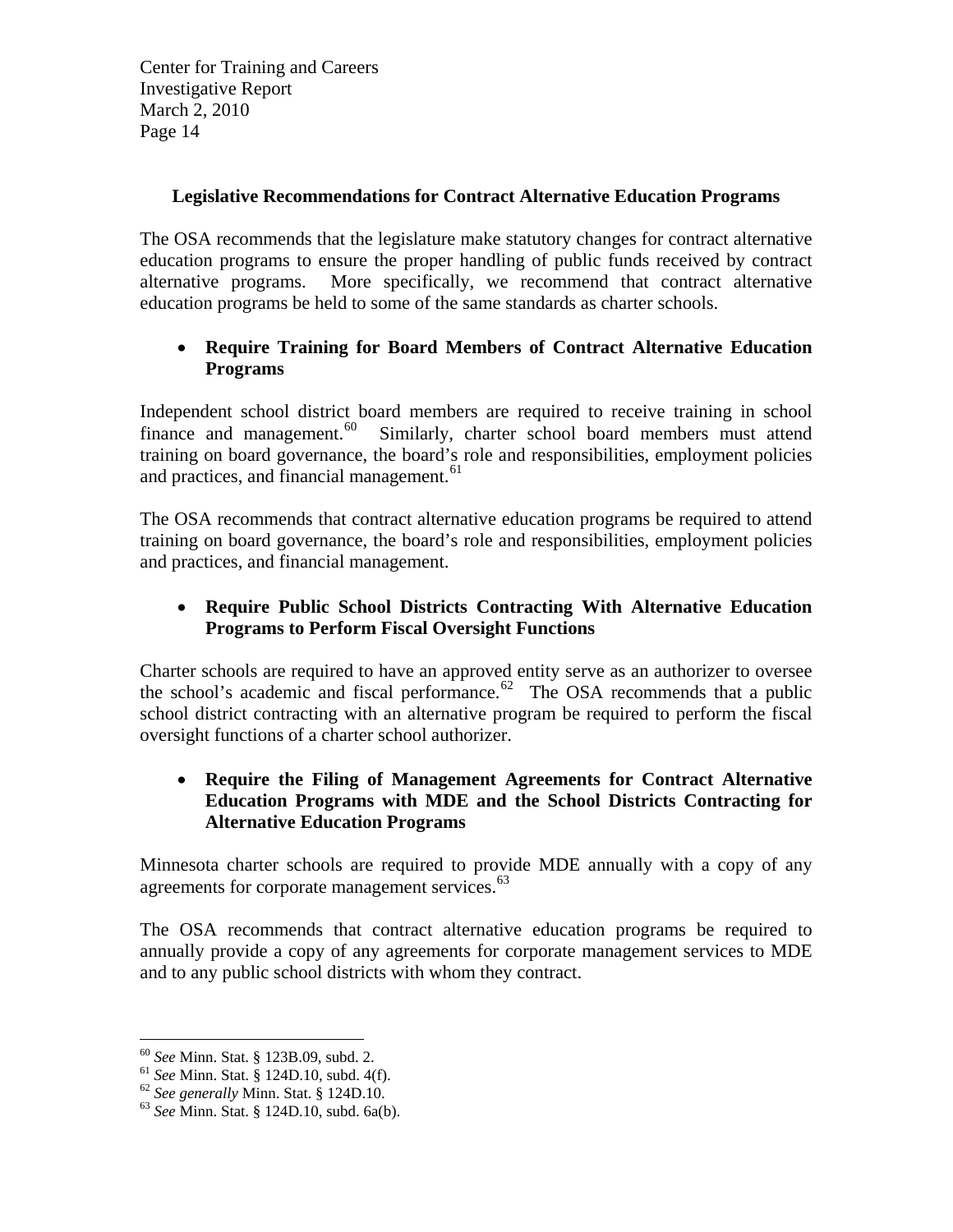### Legislative Recommendations for Contract Alternative Education Programs

The OSA recommends that the legislature make statutory changes for contract alternative education programs to ensure the proper handling of public funds received by contract alternative programs. More specifically, we recommend that contract alternative education programs be held to some of the same standards as charter schools.

- **Require Training for Board Members of Contract Alternative Education Programs**

Independent school district board members are required to receive training in school finance and management.[60] Similarly, charter school board members must attend training on board governance, the board's role and responsibilities, employment policies and practices, and financial management.[61]

The OSA recommends that contract alternative education programs be required to attend training on board governance, the board's role and responsibilities, employment policies and practices, and financial management.

- **Require Public School Districts Contracting With Alternative Education Programs to Perform Fiscal Oversight Functions**

Charter schools are required to have an approved entity serve as an authorizer to oversee the school's academic and fiscal performance.[62] The OSA recommends that a public school district contracting with an alternative program be required to perform the fiscal oversight functions of a charter school authorizer.

- **Require the Filing of Management Agreements for Contract Alternative Education Programs with MDE and the School Districts Contracting for Alternative Education Programs**

Minnesota charter schools are required to provide MDE annually with a copy of any agreements for corporate management services.[63]

The OSA recommends that contract alternative education programs be required to annually provide a copy of any agreements for corporate management services to MDE and to any public school districts with whom they contract.

---

[60] *See* Minn. Stat. § 123B.09, subd. 2.
[61] *See* Minn. Stat. § 124D.10, subd. 4(f).
[62] *See generally* Minn. Stat. § 124D.10.
[63] *See* Minn. Stat. § 124D.10, subd. 6a(b).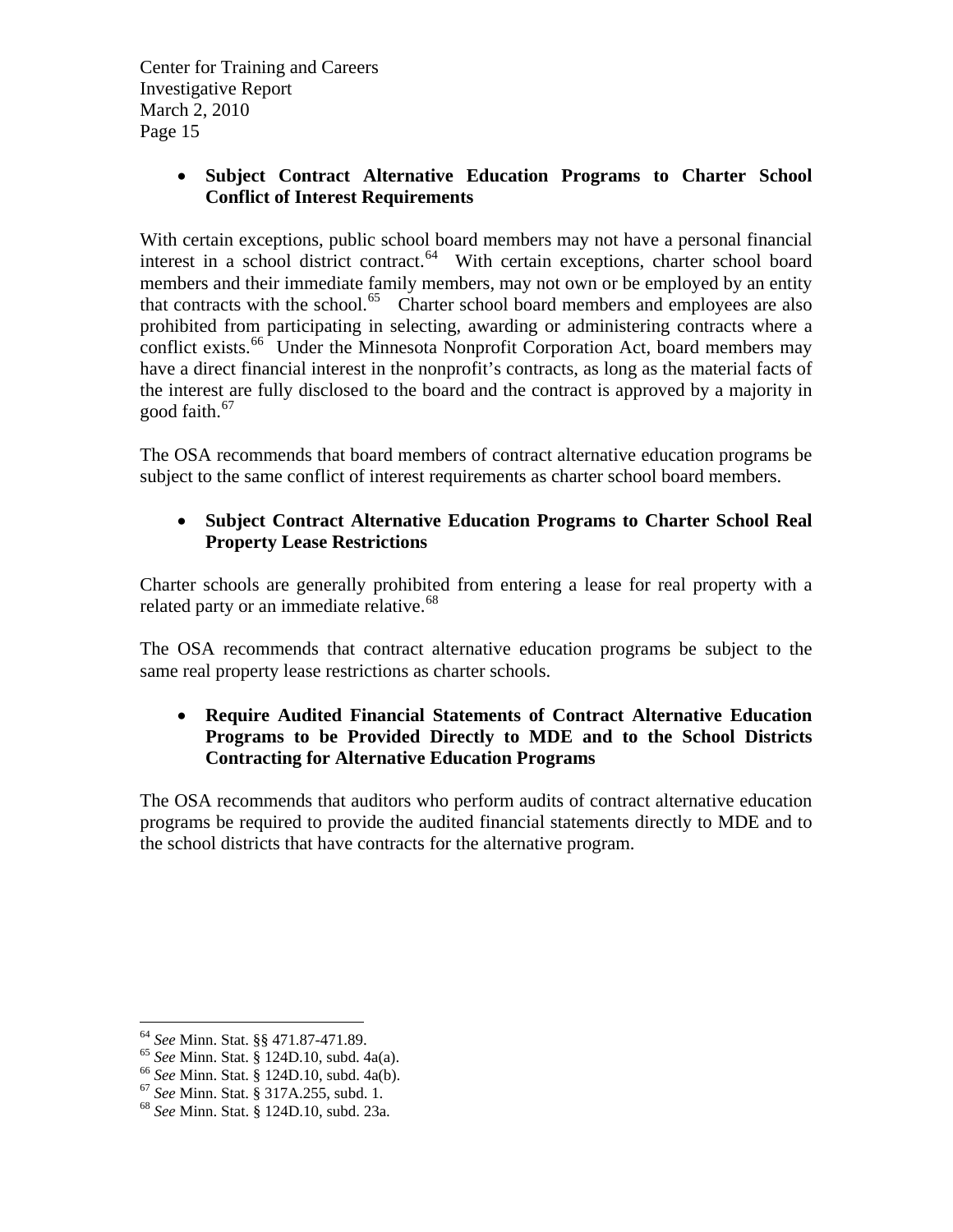- **Subject Contract Alternative Education Programs to Charter School Conflict of Interest Requirements**

With certain exceptions, public school board members may not have a personal financial interest in a school district contract.[64] With certain exceptions, charter school board members and their immediate family members, may not own or be employed by an entity that contracts with the school.[65] Charter school board members and employees are also prohibited from participating in selecting, awarding or administering contracts where a conflict exists.[66] Under the Minnesota Nonprofit Corporation Act, board members may have a direct financial interest in the nonprofit's contracts, as long as the material facts of the interest are fully disclosed to the board and the contract is approved by a majority in good faith.[67]

The OSA recommends that board members of contract alternative education programs be subject to the same conflict of interest requirements as charter school board members.

- **Subject Contract Alternative Education Programs to Charter School Real Property Lease Restrictions**

Charter schools are generally prohibited from entering a lease for real property with a related party or an immediate relative.[68]

The OSA recommends that contract alternative education programs be subject to the same real property lease restrictions as charter schools.

- **Require Audited Financial Statements of Contract Alternative Education Programs to be Provided Directly to MDE and to the School Districts Contracting for Alternative Education Programs**

The OSA recommends that auditors who perform audits of contract alternative education programs be required to provide the audited financial statements directly to MDE and to the school districts that have contracts for the alternative program.

---

[64] *See* Minn. Stat. §§ 471.87-471.89.
[65] *See* Minn. Stat. § 124D.10, subd. 4a(a).
[66] *See* Minn. Stat. § 124D.10, subd. 4a(b).
[67] *See* Minn. Stat. § 317A.255, subd. 1.
[68] *See* Minn. Stat. § 124D.10, subd. 23a.